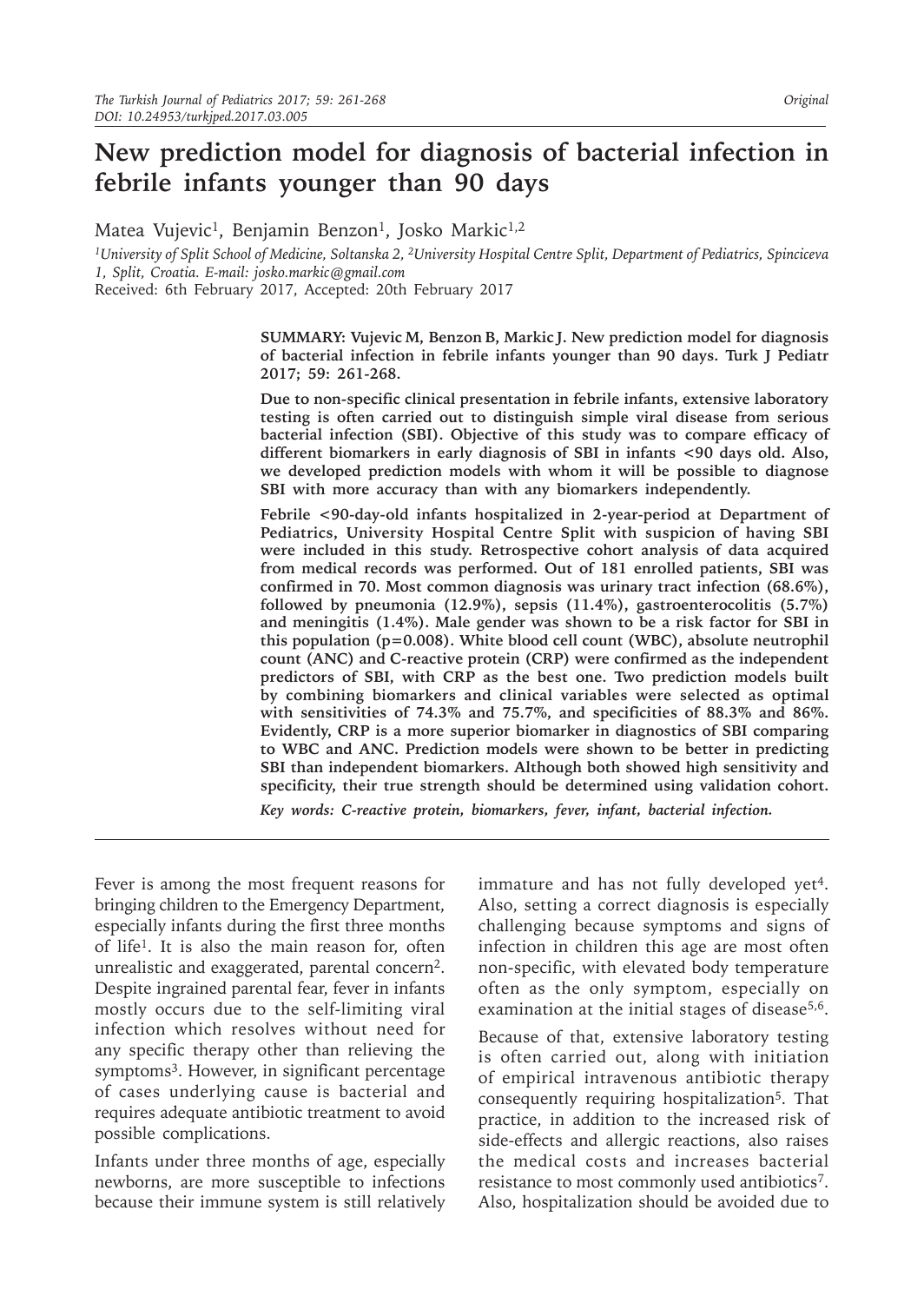# New prediction model for diagnosis of bacterial infection in febrile infants younger than 90 days

Matea Vujevic[1], Benjamin Benzon[1], Josko Markic[1,2]

[1]University of Split School of Medicine, Soltanska 2, [2]University Hospital Centre Split, Department of Pediatrics, Spinciceva 1, Split, Croatia. E-mail: josko.markic@gmail.com

Received: 6th February 2017, Accepted: 20th February 2017

**SUMMARY: Vujevic M, Benzon B, Markic J. New prediction model for diagnosis of bacterial infection in febrile infants younger than 90 days. Turk J Pediatr 2017; 59: 261-268.**

**Due to non-specific clinical presentation in febrile infants, extensive laboratory testing is often carried out to distinguish simple viral disease from serious bacterial infection (SBI). Objective of this study was to compare efficacy of different biomarkers in early diagnosis of SBI in infants <90 days old. Also, we developed prediction models with whom it will be possible to diagnose SBI with more accuracy than with any biomarkers independently.**

**Febrile <90-day-old infants hospitalized in 2-year-period at Department of Pediatrics, University Hospital Centre Split with suspicion of having SBI were included in this study. Retrospective cohort analysis of data acquired from medical records was performed. Out of 181 enrolled patients, SBI was confirmed in 70. Most common diagnosis was urinary tract infection (68.6%), followed by pneumonia (12.9%), sepsis (11.4%), gastroenterocolitis (5.7%) and meningitis (1.4%). Male gender was shown to be a risk factor for SBI in this population (p=0.008). White blood cell count (WBC), absolute neutrophil count (ANC) and C-reactive protein (CRP) were confirmed as the independent predictors of SBI, with CRP as the best one. Two prediction models built by combining biomarkers and clinical variables were selected as optimal with sensitivities of 74.3% and 75.7%, and specificities of 88.3% and 86%. Evidently, CRP is a more superior biomarker in diagnostics of SBI comparing to WBC and ANC. Prediction models were shown to be better in predicting SBI than independent biomarkers. Although both showed high sensitivity and specificity, their true strength should be determined using validation cohort.**

***Key words: C-reactive protein, biomarkers, fever, infant, bacterial infection.***

Fever is among the most frequent reasons for bringing children to the Emergency Department, especially infants during the first three months of life[1]. It is also the main reason for, often unrealistic and exaggerated, parental concern[2]. Despite ingrained parental fear, fever in infants mostly occurs due to the self-limiting viral infection which resolves without need for any specific therapy other than relieving the symptoms[3]. However, in significant percentage of cases underlying cause is bacterial and requires adequate antibiotic treatment to avoid possible complications.

Infants under three months of age, especially newborns, are more susceptible to infections because their immune system is still relatively immature and has not fully developed yet[4]. Also, setting a correct diagnosis is especially challenging because symptoms and signs of infection in children this age are most often non-specific, with elevated body temperature often as the only symptom, especially on examination at the initial stages of disease[5,6].

Because of that, extensive laboratory testing is often carried out, along with initiation of empirical intravenous antibiotic therapy consequently requiring hospitalization[5]. That practice, in addition to the increased risk of side-effects and allergic reactions, also raises the medical costs and increases bacterial resistance to most commonly used antibiotics[7]. Also, hospitalization should be avoided due to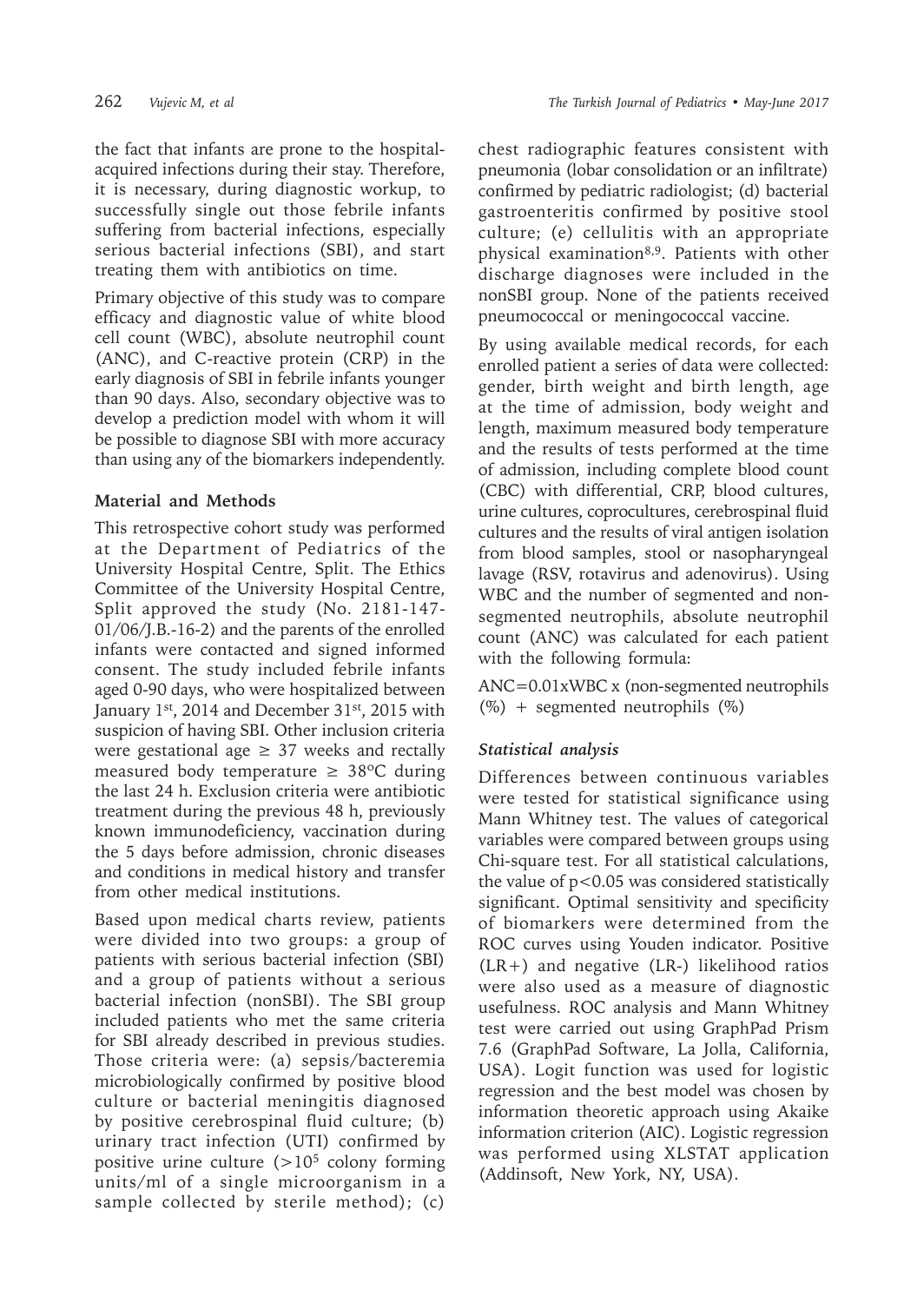the fact that infants are prone to the hospital-acquired infections during their stay. Therefore, it is necessary, during diagnostic workup, to successfully single out those febrile infants suffering from bacterial infections, especially serious bacterial infections (SBI), and start treating them with antibiotics on time.

Primary objective of this study was to compare efficacy and diagnostic value of white blood cell count (WBC), absolute neutrophil count (ANC), and C-reactive protein (CRP) in the early diagnosis of SBI in febrile infants younger than 90 days. Also, secondary objective was to develop a prediction model with whom it will be possible to diagnose SBI with more accuracy than using any of the biomarkers independently.

## Material and Methods

This retrospective cohort study was performed at the Department of Pediatrics of the University Hospital Centre, Split. The Ethics Committee of the University Hospital Centre, Split approved the study (No. 2181-147-01/06/J.B.-16-2) and the parents of the enrolled infants were contacted and signed informed consent. The study included febrile infants aged 0-90 days, who were hospitalized between January 1st, 2014 and December 31st, 2015 with suspicion of having SBI. Other inclusion criteria were gestational age ≥ 37 weeks and rectally measured body temperature ≥ 38ºC during the last 24 h. Exclusion criteria were antibiotic treatment during the previous 48 h, previously known immunodeficiency, vaccination during the 5 days before admission, chronic diseases and conditions in medical history and transfer from other medical institutions.

Based upon medical charts review, patients were divided into two groups: a group of patients with serious bacterial infection (SBI) and a group of patients without a serious bacterial infection (nonSBI). The SBI group included patients who met the same criteria for SBI already described in previous studies. Those criteria were: (a) sepsis/bacteremia microbiologically confirmed by positive blood culture or bacterial meningitis diagnosed by positive cerebrospinal fluid culture; (b) urinary tract infection (UTI) confirmed by positive urine culture ($>10^5$ colony forming units/ml of a single microorganism in a sample collected by sterile method); (c) chest radiographic features consistent with pneumonia (lobar consolidation or an infiltrate) confirmed by pediatric radiologist; (d) bacterial gastroenteritis confirmed by positive stool culture; (e) cellulitis with an appropriate physical examination[8,9]. Patients with other discharge diagnoses were included in the nonSBI group. None of the patients received pneumococcal or meningococcal vaccine.

By using available medical records, for each enrolled patient a series of data were collected: gender, birth weight and birth length, age at the time of admission, body weight and length, maximum measured body temperature and the results of tests performed at the time of admission, including complete blood count (CBC) with differential, CRP, blood cultures, urine cultures, coprocultures, cerebrospinal fluid cultures and the results of viral antigen isolation from blood samples, stool or nasopharyngeal lavage (RSV, rotavirus and adenovirus). Using WBC and the number of segmented and non-segmented neutrophils, absolute neutrophil count (ANC) was calculated for each patient with the following formula:

$$\text{ANC} = 0.01 \times \text{WBC} \times (\text{non-segmented neutrophils (\%)} + \text{segmented neutrophils (\%)})$$

### *Statistical analysis*

Differences between continuous variables were tested for statistical significance using Mann Whitney test. The values of categorical variables were compared between groups using Chi-square test. For all statistical calculations, the value of $p<0.05$ was considered statistically significant. Optimal sensitivity and specificity of biomarkers were determined from the ROC curves using Youden indicator. Positive (LR+) and negative (LR-) likelihood ratios were also used as a measure of diagnostic usefulness. ROC analysis and Mann Whitney test were carried out using GraphPad Prism 7.6 (GraphPad Software, La Jolla, California, USA). Logit function was used for logistic regression and the best model was chosen by information theoretic approach using Akaike information criterion (AIC). Logistic regression was performed using XLSTAT application (Addinsoft, New York, NY, USA).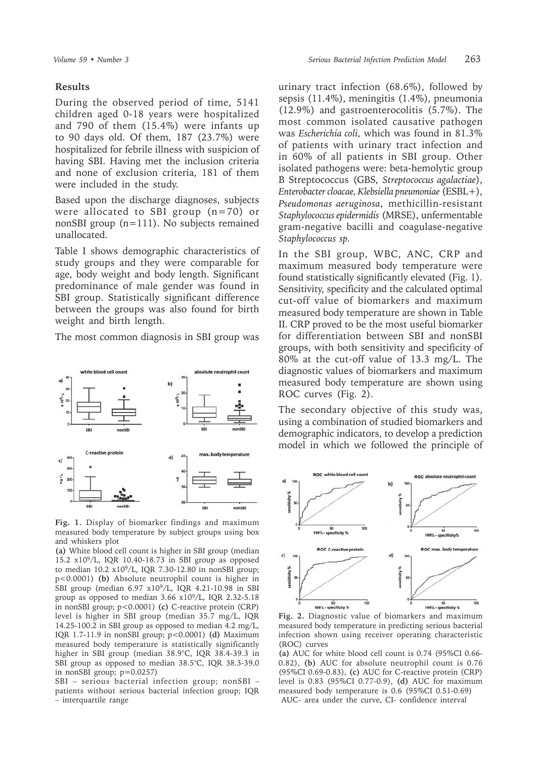## Results

During the observed period of time, 5141 children aged 0-18 years were hospitalized and 790 of them (15.4%) were infants up to 90 days old. Of them, 187 (23.7%) were hospitalized for febrile illness with suspicion of having SBI. Having met the inclusion criteria and none of exclusion criteria, 181 of them were included in the study.

Based upon the discharge diagnoses, subjects were allocated to SBI group (n=70) or nonSBI group (n=111). No subjects remained unallocated.

Table I shows demographic characteristics of study groups and they were comparable for age, body weight and body length. Significant predominance of male gender was found in SBI group. Statistically significant difference between the groups was also found for birth weight and birth length.

The most common diagnosis in SBI group was urinary tract infection (68.6%), followed by sepsis (11.4%), meningitis (1.4%), pneumonia (12.9%) and gastroenterocolitis (5.7%). The most common isolated causative pathogen was *Escherichia coli*, which was found in 81.3% of patients with urinary tract infection and in 60% of all patients in SBI group. Other isolated pathogens were: beta-hemolytic group B Streptococcus (GBS, *Streptococcus agalactiae*), *Enterobacter cloacae, Klebsiella pneumoniae* (ESBL+), *Pseudomonas aeruginosa*, methicillin-resistant *Staphylococcus epidermidis* (MRSE), unfermentable gram-negative bacilli and coagulase-negative *Staphylococcus sp*.

In the SBI group, WBC, ANC, CRP and maximum measured body temperature were found statistically significantly elevated (Fig. 1). Sensitivity, specificity and the calculated optimal cut-off value of biomarkers and maximum measured body temperature are shown in Table II. CRP proved to be the most useful biomarker for differentiation between SBI and nonSBI groups, with both sensitivity and specificity of 80% at the cut-off value of 13.3 mg/L. The diagnostic values of biomarkers and maximum measured body temperature are shown using ROC curves (Fig. 2).

The secondary objective of this study was, using a combination of studied biomarkers and demographic indicators, to develop a prediction model in which we followed the principle of

**Fig. 1.** Display of biomarker findings and maximum measured body temperature by subject groups using box and whiskers plot

**(a)** White blood cell count is higher in SBI group (median 15.2 $x10^9$/L, IQR 10.40-18.73 in SBI group as opposed to median 10.2 $x10^9$/L, IQR 7.30-12.80 in nonSBI group; $p<0.0001$) **(b)** Absolute neutrophil count is higher in SBI group (median 6.97 $x10^9$/L, IQR 4.21-10.98 in SBI group as opposed to median 3.66 $x10^9$/L, IQR 2.32-5.18 in nonSBI group; $p<0.0001$) **(c)** C-reactive protein (CRP) level is higher in SBI group (median 35.7 mg/L, IQR 14.25-100.2 in SBI group as opposed to median 4.2 mg/L, IQR 1.7-11.9 in nonSBI group; $p<0.0001$) **(d)** Maximum measured body temperature is statistically significantly higher in SBI group (median 38.9°C, IQR 38.4-39.3 in SBI group as opposed to median 38.5°C, IQR 38.3-39.0 in nonSBI group; $p=0.0257$)

SBI – serious bacterial infection group; nonSBI – patients without serious bacterial infection group; IQR – interquartile range

**Fig. 2.** Diagnostic value of biomarkers and maximum measured body temperature in predicting serious bacterial infection shown using receiver operating characteristic (ROC) curves

**(a)** AUC for white blood cell count is 0.74 (95%CI 0.66-0.82), **(b)** AUC for absolute neutrophil count is 0.76 (95%CI 0.69-0.83), **(c)** AUC for C-reactive protein (CRP) level is 0.83 (95%CI 0.77-0.9), **(d)** AUC for maximum measured body temperature is 0.6 (95%CI 0.51-0.69)

AUC- area under the curve, CI- confidence interval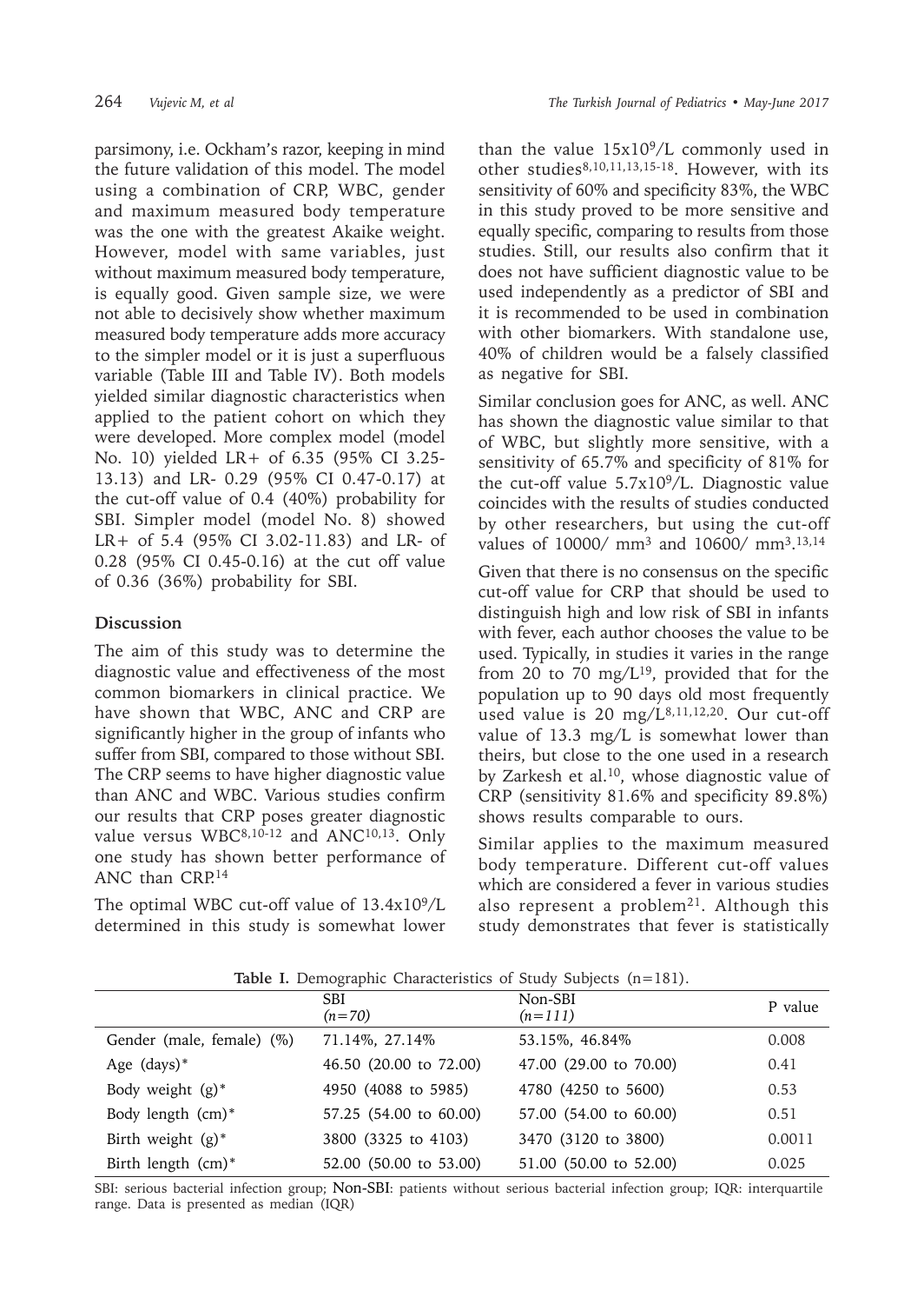parsimony, i.e. Ockham's razor, keeping in mind the future validation of this model. The model using a combination of CRP, WBC, gender and maximum measured body temperature was the one with the greatest Akaike weight. However, model with same variables, just without maximum measured body temperature, is equally good. Given sample size, we were not able to decisively show whether maximum measured body temperature adds more accuracy to the simpler model or it is just a superfluous variable (Table III and Table IV). Both models yielded similar diagnostic characteristics when applied to the patient cohort on which they were developed. More complex model (model No. 10) yielded LR+ of 6.35 (95% CI 3.25-13.13) and LR- 0.29 (95% CI 0.47-0.17) at the cut-off value of 0.4 (40%) probability for SBI. Simpler model (model No. 8) showed LR+ of 5.4 (95% CI 3.02-11.83) and LR- of 0.28 (95% CI 0.45-0.16) at the cut off value of 0.36 (36%) probability for SBI.

## Discussion

The aim of this study was to determine the diagnostic value and effectiveness of the most common biomarkers in clinical practice. We have shown that WBC, ANC and CRP are significantly higher in the group of infants who suffer from SBI, compared to those without SBI. The CRP seems to have higher diagnostic value than ANC and WBC. Various studies confirm our results that CRP poses greater diagnostic value versus WBC[8,10-12] and ANC[10,13]. Only one study has shown better performance of ANC than CRP.[14]

The optimal WBC cut-off value of $13.4 \times 10^9$/L determined in this study is somewhat lower than the value $15 \times 10^9$/L commonly used in other studies[8,10,11,13,15-18]. However, with its sensitivity of 60% and specificity 83%, the WBC in this study proved to be more sensitive and equally specific, comparing to results from those studies. Still, our results also confirm that it does not have sufficient diagnostic value to be used independently as a predictor of SBI and it is recommended to be used in combination with other biomarkers. With standalone use, 40% of children would be a falsely classified as negative for SBI.

Similar conclusion goes for ANC, as well. ANC has shown the diagnostic value similar to that of WBC, but slightly more sensitive, with a sensitivity of 65.7% and specificity of 81% for the cut-off value $5.7 \times 10^9$/L. Diagnostic value coincides with the results of studies conducted by other researchers, but using the cut-off values of 10000/ $mm^3$ and 10600/ $mm^3$.[13,14]

Given that there is no consensus on the specific cut-off value for CRP that should be used to distinguish high and low risk of SBI in infants with fever, each author chooses the value to be used. Typically, in studies it varies in the range from 20 to 70 mg/L[19], provided that for the population up to 90 days old most frequently used value is 20 mg/L[8,11,12,20]. Our cut-off value of 13.3 mg/L is somewhat lower than theirs, but close to the one used in a research by Zarkesh et al.[10], whose diagnostic value of CRP (sensitivity 81.6% and specificity 89.8%) shows results comparable to ours.

Similar applies to the maximum measured body temperature. Different cut-off values which are considered a fever in various studies also represent a problem[21]. Although this study demonstrates that fever is statistically

**Table I.** Demographic Characteristics of Study Subjects (n=181).

| | SBI *(n=70)* | Non-SBI *(n=111)* | P value |
|---|---|---|---|
| Gender (male, female) (%) | 71.14%, 27.14% | 53.15%, 46.84% | 0.008 |
| Age (days)* | 46.50 (20.00 to 72.00) | 47.00 (29.00 to 70.00) | 0.41 |
| Body weight (g)* | 4950 (4088 to 5985) | 4780 (4250 to 5600) | 0.53 |
| Body length (cm)* | 57.25 (54.00 to 60.00) | 57.00 (54.00 to 60.00) | 0.51 |
| Birth weight (g)* | 3800 (3325 to 4103) | 3470 (3120 to 3800) | 0.0011 |
| Birth length (cm)* | 52.00 (50.00 to 53.00) | 51.00 (50.00 to 52.00) | 0.025 |

SBI: serious bacterial infection group; Non-SBI: patients without serious bacterial infection group; IQR: interquartile range. Data is presented as median (IQR)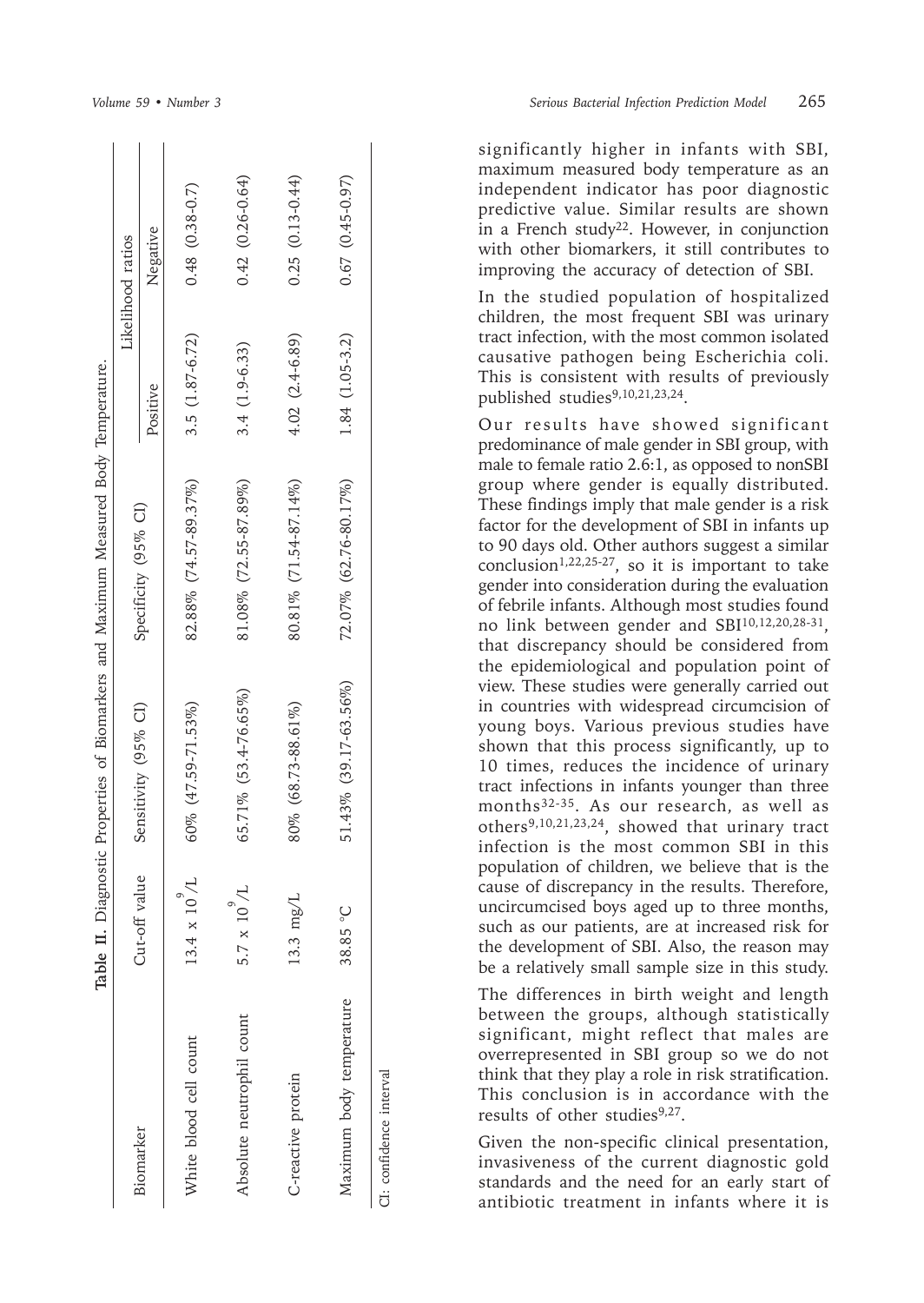**Table II.** Diagnostic Properties of Biomarkers and Maximum Measured Body Temperature.

| Biomarker | Cut-off value | Sensitivity (95% CI) | Specificity (95% CI) | Likelihood ratios | |
|---|---|---|---|---|---|
| | | | | Positive | Negative |
| White blood cell count | $13.4 \times 10^9$/L | 60% (47.59-71.53%) | 82.88% (74.57-89.37%) | 3.5 (1.87-6.72) | 0.48 (0.38-0.7) |
| Absolute neutrophil count | $5.7 \times 10^9$/L | 65.71% (53.4-76.65%) | 81.08% (72.55-87.89%) | 3.4 (1.9-6.33) | 0.42 (0.26-0.64) |
| C-reactive protein | 13.3 mg/L | 80% (68.73-88.61%) | 80.81% (71.54-87.14%) | 4.02 (2.4-6.89) | 0.25 (0.13-0.44) |
| Maximum body temperature | 38.85 °C | 51.43% (39.17-63.56%) | 72.07% (62.76-80.17%) | 1.84 (1.05-3.2) | 0.67 (0.45-0.97) |

CI: confidence interval

significantly higher in infants with SBI, maximum measured body temperature as an independent indicator has poor diagnostic predictive value. Similar results are shown in a French study[22]. However, in conjunction with other biomarkers, it still contributes to improving the accuracy of detection of SBI.

In the studied population of hospitalized children, the most frequent SBI was urinary tract infection, with the most common isolated causative pathogen being Escherichia coli. This is consistent with results of previously published studies[9,10,21,23,24].

Our results have showed significant predominance of male gender in SBI group, with male to female ratio 2.6:1, as opposed to nonSBI group where gender is equally distributed. These findings imply that male gender is a risk factor for the development of SBI in infants up to 90 days old. Other authors suggest a similar conclusion[1,22,25-27], so it is important to take gender into consideration during the evaluation of febrile infants. Although most studies found no link between gender and SBI[10,12,20,28-31], that discrepancy should be considered from the epidemiological and population point of view. These studies were generally carried out in countries with widespread circumcision of young boys. Various previous studies have shown that this process significantly, up to 10 times, reduces the incidence of urinary tract infections in infants younger than three months[32-35]. As our research, as well as others[9,10,21,23,24], showed that urinary tract infection is the most common SBI in this population of children, we believe that is the cause of discrepancy in the results. Therefore, uncircumcised boys aged up to three months, such as our patients, are at increased risk for the development of SBI. Also, the reason may be a relatively small sample size in this study.

The differences in birth weight and length between the groups, although statistically significant, might reflect that males are overrepresented in SBI group so we do not think that they play a role in risk stratification. This conclusion is in accordance with the results of other studies[9,27].

Given the non-specific clinical presentation, invasiveness of the current diagnostic gold standards and the need for an early start of antibiotic treatment in infants where it is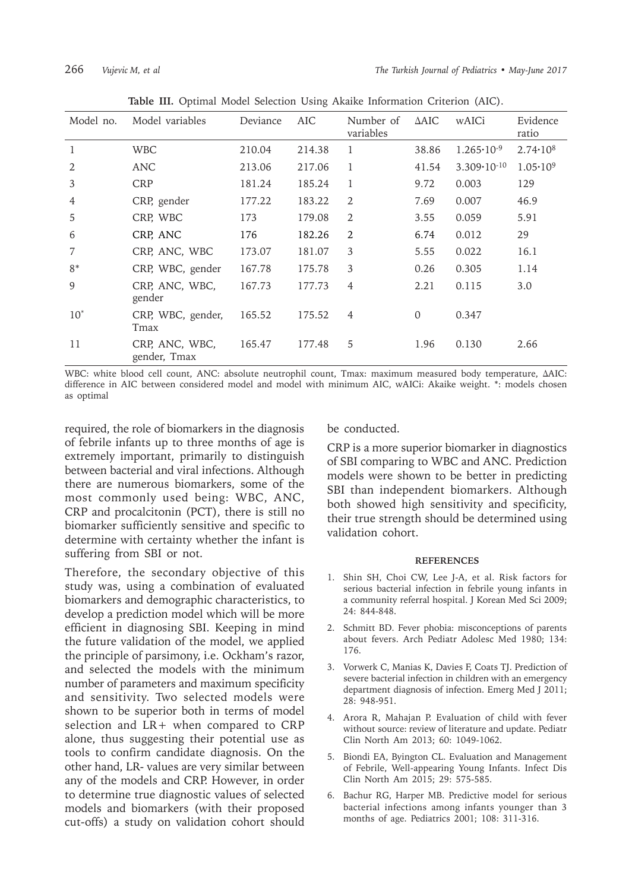**Table III.** Optimal Model Selection Using Akaike Information Criterion (AIC).

| Model no. | Model variables | Deviance | AIC | Number of variables | ΔAIC | wAICi | Evidence ratio |
|---|---|---|---|---|---|---|---|
| 1 | WBC | 210.04 | 214.38 | 1 | 38.86 | $1.265 \cdot 10^{-9}$ | $2.74 \cdot 10^{8}$ |
| 2 | ANC | 213.06 | 217.06 | 1 | 41.54 | $3.309 \cdot 10^{-10}$ | $1.05 \cdot 10^{9}$ |
| 3 | CRP | 181.24 | 185.24 | 1 | 9.72 | 0.003 | 129 |
| 4 | CRP, gender | 177.22 | 183.22 | 2 | 7.69 | 0.007 | 46.9 |
| 5 | CRP, WBC | 173 | 179.08 | 2 | 3.55 | 0.059 | 5.91 |
| 6 | CRP, ANC | 176 | 182.26 | 2 | 6.74 | 0.012 | 29 |
| 7 | CRP, ANC, WBC | 173.07 | 181.07 | 3 | 5.55 | 0.022 | 16.1 |
| 8* | CRP, WBC, gender | 167.78 | 175.78 | 3 | 0.26 | 0.305 | 1.14 |
| 9 | CRP, ANC, WBC, gender | 167.73 | 177.73 | 4 | 2.21 | 0.115 | 3.0 |
| 10* | CRP, WBC, gender, Tmax | 165.52 | 175.52 | 4 | 0 | 0.347 | |
| 11 | CRP, ANC, WBC, gender, Tmax | 165.47 | 177.48 | 5 | 1.96 | 0.130 | 2.66 |

WBC: white blood cell count, ANC: absolute neutrophil count, Tmax: maximum measured body temperature, ΔAIC: difference in AIC between considered model and model with minimum AIC, wAICi: Akaike weight. *: models chosen as optimal

required, the role of biomarkers in the diagnosis of febrile infants up to three months of age is extremely important, primarily to distinguish between bacterial and viral infections. Although there are numerous biomarkers, some of the most commonly used being: WBC, ANC, CRP and procalcitonin (PCT), there is still no biomarker sufficiently sensitive and specific to determine with certainty whether the infant is suffering from SBI or not.

Therefore, the secondary objective of this study was, using a combination of evaluated biomarkers and demographic characteristics, to develop a prediction model which will be more efficient in diagnosing SBI. Keeping in mind the future validation of the model, we applied the principle of parsimony, i.e. Ockham's razor, and selected the models with the minimum number of parameters and maximum specificity and sensitivity. Two selected models were shown to be superior both in terms of model selection and LR+ when compared to CRP alone, thus suggesting their potential use as tools to confirm candidate diagnosis. On the other hand, LR- values are very similar between any of the models and CRP. However, in order to determine true diagnostic values of selected models and biomarkers (with their proposed cut-offs) a study on validation cohort should be conducted.

CRP is a more superior biomarker in diagnostics of SBI comparing to WBC and ANC. Prediction models were shown to be better in predicting SBI than independent biomarkers. Although both showed high sensitivity and specificity, their true strength should be determined using validation cohort.

## REFERENCES

1. Shin SH, Choi CW, Lee J-A, et al. Risk factors for serious bacterial infection in febrile young infants in a community referral hospital. J Korean Med Sci 2009; 24: 844-848.
2. Schmitt BD. Fever phobia: misconceptions of parents about fevers. Arch Pediatr Adolesc Med 1980; 134: 176.
3. Vorwerk C, Manias K, Davies F, Coats TJ. Prediction of severe bacterial infection in children with an emergency department diagnosis of infection. Emerg Med J 2011; 28: 948-951.
4. Arora R, Mahajan P. Evaluation of child with fever without source: review of literature and update. Pediatr Clin North Am 2013; 60: 1049-1062.
5. Biondi EA, Byington CL. Evaluation and Management of Febrile, Well-appearing Young Infants. Infect Dis Clin North Am 2015; 29: 575-585.
6. Bachur RG, Harper MB. Predictive model for serious bacterial infections among infants younger than 3 months of age. Pediatrics 2001; 108: 311-316.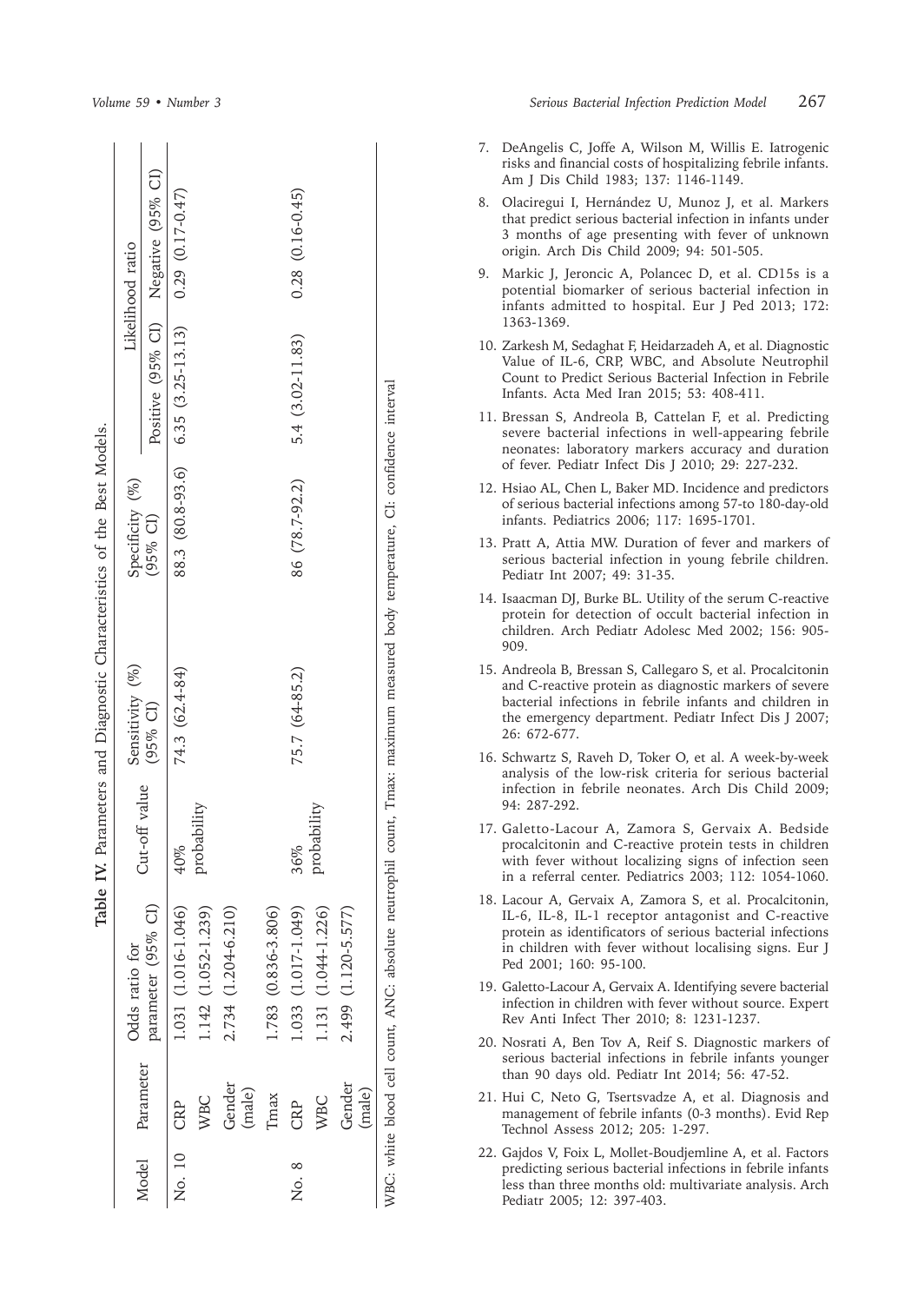**Table IV.** Parameters and Diagnostic Characteristics of the Best Models.

| Model | Parameter | Odds ratio for parameter (95% CI) | Cut-off value | Sensitivity (%) (95% CI) | Specificity (%) (95% CI) | Likelihood ratio | |
|---|---|---|---|---|---|---|---|
| | | | | | | Positive (95% CI) | Negative (95% CI) |
| No. 10 | CRP | 1.031 (1.016-1.046) | 40% probability | 74.3 (62.4-84) | 88.3 (80.8-93.6) | 6.35 (3.25-13.13) | 0.29 (0.17-0.47) |
| | WBC | 1.142 (1.052-1.239) | | | | | |
| | Gender (male) | 2.734 (1.204-6.210) | | | | | |
| | Tmax | 1.783 (0.836-3.806) | | | | | |
| No. 8 | CRP | 1.033 (1.017-1.049) | 36% probability | 75.7 (64-85.2) | 86 (78.7-92.2) | 5.4 (3.02-11.83) | 0.28 (0.16-0.45) |
| | WBC | 1.131 (1.044-1.226) | | | | | |
| | Gender (male) | 2.499 (1.120-5.577) | | | | | |

WBC: white blood cell count, ANC: absolute neutrophil count, Tmax: maximum measured body temperature, CI: confidence interval

7. DeAngelis C, Joffe A, Wilson M, Willis E. Iatrogenic risks and financial costs of hospitalizing febrile infants. Am J Dis Child 1983; 137: 1146-1149.
8. Olaciregui I, Hernández U, Munoz J, et al. Markers that predict serious bacterial infection in infants under 3 months of age presenting with fever of unknown origin. Arch Dis Child 2009; 94: 501-505.
9. Markic J, Jeroncic A, Polancec D, et al. CD15s is a potential biomarker of serious bacterial infection in infants admitted to hospital. Eur J Ped 2013; 172: 1363-1369.
10. Zarkesh M, Sedaghat F, Heidarzadeh A, et al. Diagnostic Value of IL-6, CRP, WBC, and Absolute Neutrophil Count to Predict Serious Bacterial Infection in Febrile Infants. Acta Med Iran 2015; 53: 408-411.
11. Bressan S, Andreola B, Cattelan F, et al. Predicting severe bacterial infections in well-appearing febrile neonates: laboratory markers accuracy and duration of fever. Pediatr Infect Dis J 2010; 29: 227-232.
12. Hsiao AL, Chen L, Baker MD. Incidence and predictors of serious bacterial infections among 57-to 180-day-old infants. Pediatrics 2006; 117: 1695-1701.
13. Pratt A, Attia MW. Duration of fever and markers of serious bacterial infection in young febrile children. Pediatr Int 2007; 49: 31-35.
14. Isaacman DJ, Burke BL. Utility of the serum C-reactive protein for detection of occult bacterial infection in children. Arch Pediatr Adolesc Med 2002; 156: 905-909.
15. Andreola B, Bressan S, Callegaro S, et al. Procalcitonin and C-reactive protein as diagnostic markers of severe bacterial infections in febrile infants and children in the emergency department. Pediatr Infect Dis J 2007; 26: 672-677.
16. Schwartz S, Raveh D, Toker O, et al. A week-by-week analysis of the low-risk criteria for serious bacterial infection in febrile neonates. Arch Dis Child 2009; 94: 287-292.
17. Galetto-Lacour A, Zamora S, Gervaix A. Bedside procalcitonin and C-reactive protein tests in children with fever without localizing signs of infection seen in a referral center. Pediatrics 2003; 112: 1054-1060.
18. Lacour A, Gervaix A, Zamora S, et al. Procalcitonin, IL-6, IL-8, IL-1 receptor antagonist and C-reactive protein as identificators of serious bacterial infections in children with fever without localising signs. Eur J Ped 2001; 160: 95-100.
19. Galetto-Lacour A, Gervaix A. Identifying severe bacterial infection in children with fever without source. Expert Rev Anti Infect Ther 2010; 8: 1231-1237.
20. Nosrati A, Ben Tov A, Reif S. Diagnostic markers of serious bacterial infections in febrile infants younger than 90 days old. Pediatr Int 2014; 56: 47-52.
21. Hui C, Neto G, Tsertsvadze A, et al. Diagnosis and management of febrile infants (0-3 months). Evid Rep Technol Assess 2012; 205: 1-297.
22. Gajdos V, Foix L, Mollet-Boudjemline A, et al. Factors predicting serious bacterial infections in febrile infants less than three months old: multivariate analysis. Arch Pediatr 2005; 12: 397-403.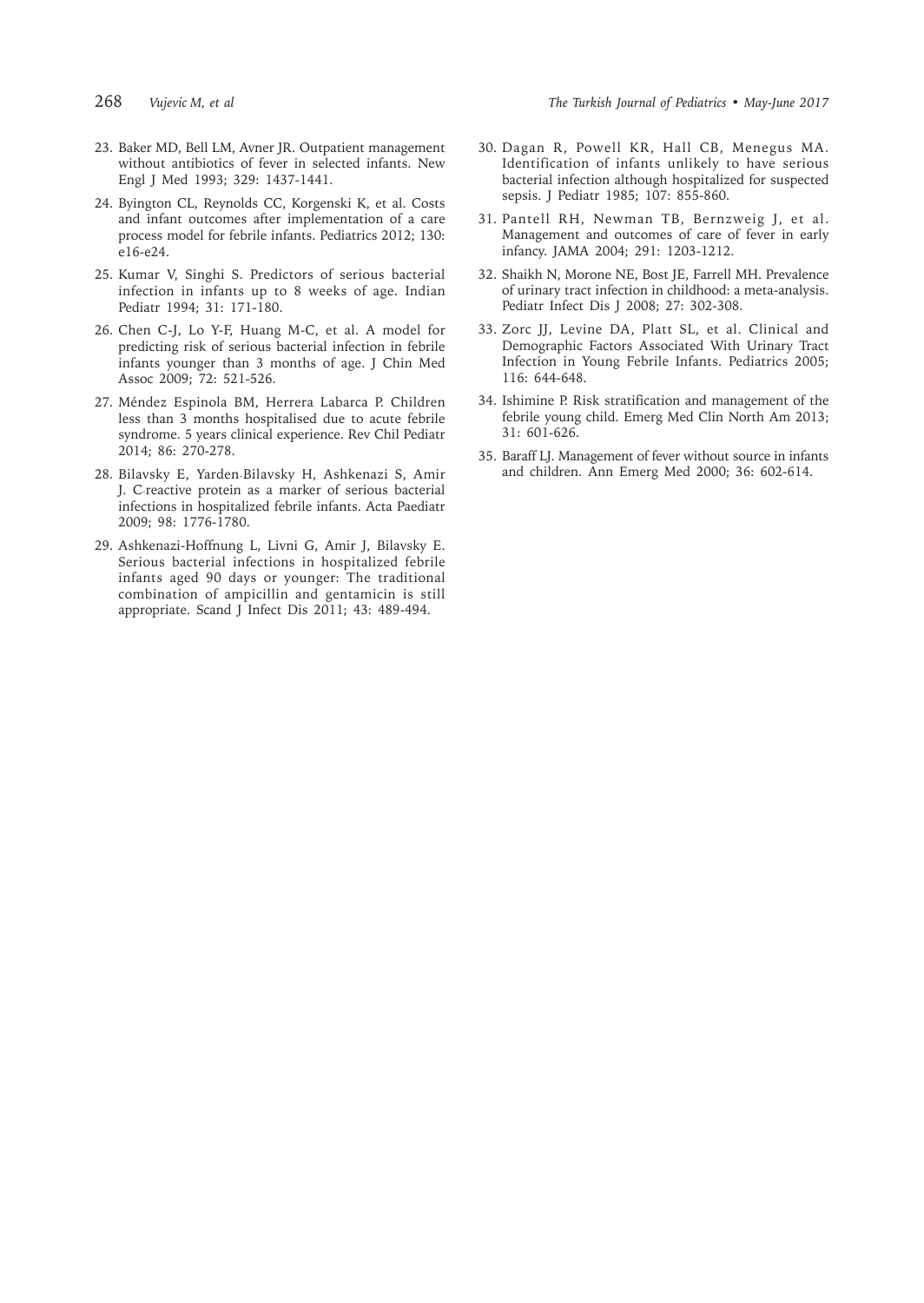23. Baker MD, Bell LM, Avner JR. Outpatient management without antibiotics of fever in selected infants. New Engl J Med 1993; 329: 1437-1441.
24. Byington CL, Reynolds CC, Korgenski K, et al. Costs and infant outcomes after implementation of a care process model for febrile infants. Pediatrics 2012; 130: e16-e24.
25. Kumar V, Singhi S. Predictors of serious bacterial infection in infants up to 8 weeks of age. Indian Pediatr 1994; 31: 171-180.
26. Chen C-J, Lo Y-F, Huang M-C, et al. A model for predicting risk of serious bacterial infection in febrile infants younger than 3 months of age. J Chin Med Assoc 2009; 72: 521-526.
27. Méndez Espinola BM, Herrera Labarca P. Children less than 3 months hospitalised due to acute febrile syndrome. 5 years clinical experience. Rev Chil Pediatr 2014; 86: 270-278.
28. Bilavsky E, Yarden-Bilavsky H, Ashkenazi S, Amir J. C-reactive protein as a marker of serious bacterial infections in hospitalized febrile infants. Acta Paediatr 2009; 98: 1776-1780.
29. Ashkenazi-Hoffnung L, Livni G, Amir J, Bilavsky E. Serious bacterial infections in hospitalized febrile infants aged 90 days or younger: The traditional combination of ampicillin and gentamicin is still appropriate. Scand J Infect Dis 2011; 43: 489-494.
30. Dagan R, Powell KR, Hall CB, Menegus MA. Identification of infants unlikely to have serious bacterial infection although hospitalized for suspected sepsis. J Pediatr 1985; 107: 855-860.
31. Pantell RH, Newman TB, Bernzweig J, et al. Management and outcomes of care of fever in early infancy. JAMA 2004; 291: 1203-1212.
32. Shaikh N, Morone NE, Bost JE, Farrell MH. Prevalence of urinary tract infection in childhood: a meta-analysis. Pediatr Infect Dis J 2008; 27: 302-308.
33. Zorc JJ, Levine DA, Platt SL, et al. Clinical and Demographic Factors Associated With Urinary Tract Infection in Young Febrile Infants. Pediatrics 2005; 116: 644-648.
34. Ishimine P. Risk stratification and management of the febrile young child. Emerg Med Clin North Am 2013; 31: 601-626.
35. Baraff LJ. Management of fever without source in infants and children. Ann Emerg Med 2000; 36: 602-614.